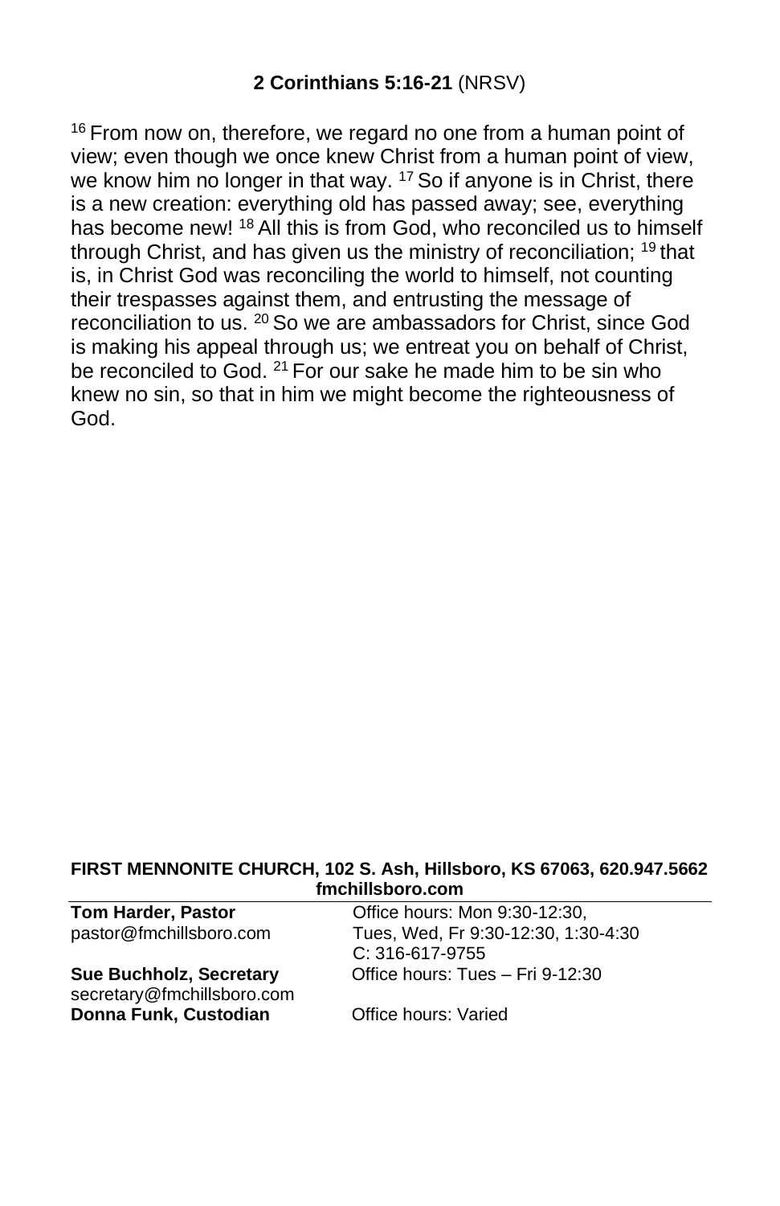## **2 Corinthians 5:16-21** (NRSV)

[16] From now on, therefore, we regard no one from a human point of view; even though we once knew Christ from a human point of view, we know him no longer in that way. [17] So if anyone is in Christ, there is a new creation: everything old has passed away; see, everything has become new! [18] All this is from God, who reconciled us to himself through Christ, and has given us the ministry of reconciliation; [19] that is, in Christ God was reconciling the world to himself, not counting their trespasses against them, and entrusting the message of reconciliation to us. [20] So we are ambassadors for Christ, since God is making his appeal through us; we entreat you on behalf of Christ, be reconciled to God. [21] For our sake he made him to be sin who knew no sin, so that in him we might become the righteousness of God.

**FIRST MENNONITE CHURCH, 102 S. Ash, Hillsboro, KS 67063, 620.947.5662**
**fmchillsboro.com**

| | |
|---|---|
| **Tom Harder, Pastor** | Office hours: Mon 9:30-12:30, |
| pastor@fmchillsboro.com | Tues, Wed, Fr 9:30-12:30, 1:30-4:30 |
| | C: 316-617-9755 |
| **Sue Buchholz, Secretary** | Office hours: Tues – Fri 9-12:30 |
| secretary@fmchillsboro.com | |
| **Donna Funk, Custodian** | Office hours: Varied |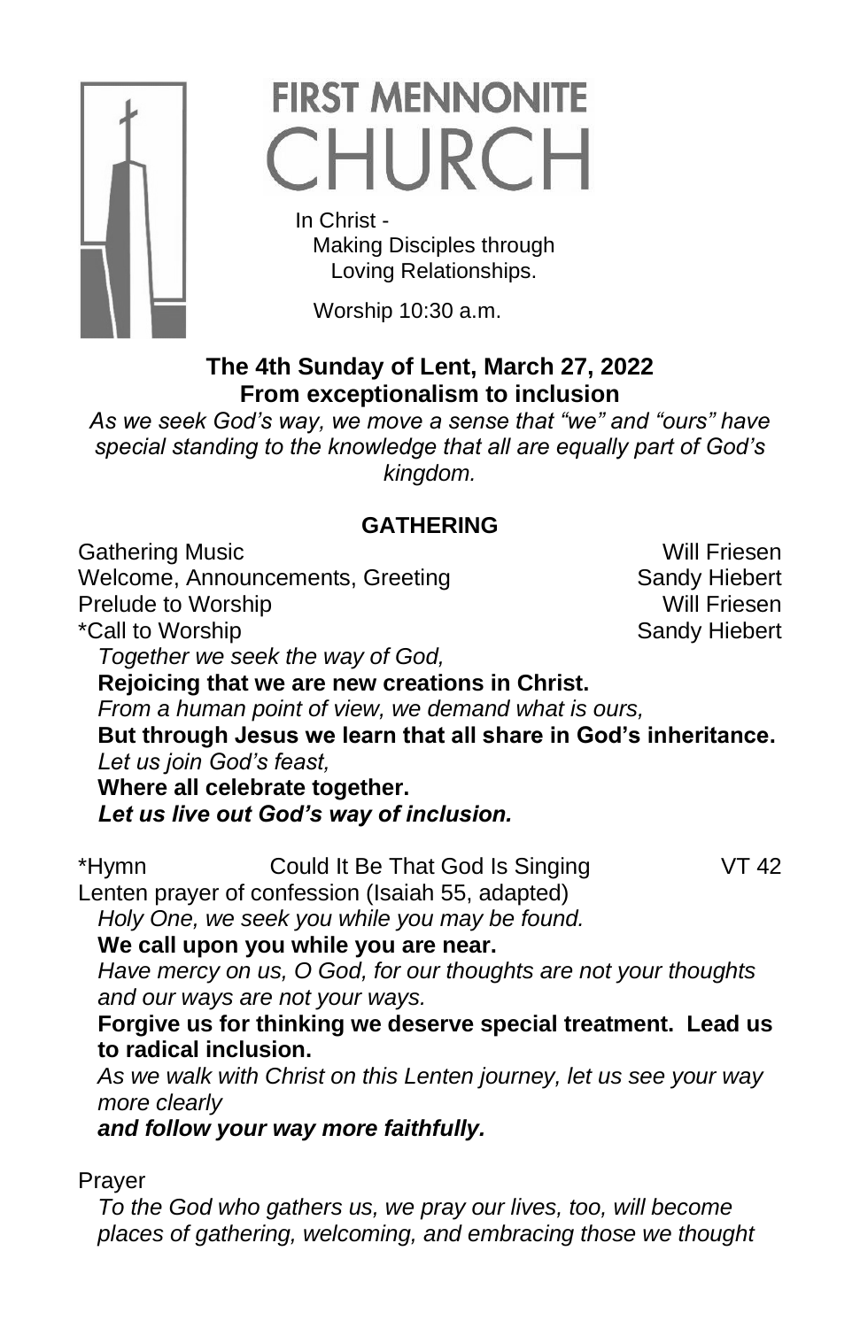# FIRST MENNONITE CHURCH

In Christ -
Making Disciples through
Loving Relationships.

Worship 10:30 a.m.

**The 4th Sunday of Lent, March 27, 2022**
**From exceptionalism to inclusion**

*As we seek God's way, we move a sense that "we" and "ours" have special standing to the knowledge that all are equally part of God's kingdom.*

## GATHERING

Gathering Music — Will Friesen
Welcome, Announcements, Greeting — Sandy Hiebert
Prelude to Worship — Will Friesen
*Call to Worship — Sandy Hiebert

*Together we seek the way of God,*
**Rejoicing that we are new creations in Christ.**
*From a human point of view, we demand what is ours,*
**But through Jesus we learn that all share in God's inheritance.**
*Let us join God's feast,*
**Where all celebrate together.**
***Let us live out God's way of inclusion.***

*Hymn — Could It Be That God Is Singing — VT 42

Lenten prayer of confession (Isaiah 55, adapted)

*Holy One, we seek you while you may be found.*
**We call upon you while you are near.**
*Have mercy on us, O God, for our thoughts are not your thoughts and our ways are not your ways.*
**Forgive us for thinking we deserve special treatment. Lead us to radical inclusion.**
*As we walk with Christ on this Lenten journey, let us see your way more clearly*
***and follow your way more faithfully.***

Prayer

*To the God who gathers us, we pray our lives, too, will become places of gathering, welcoming, and embracing those we thought*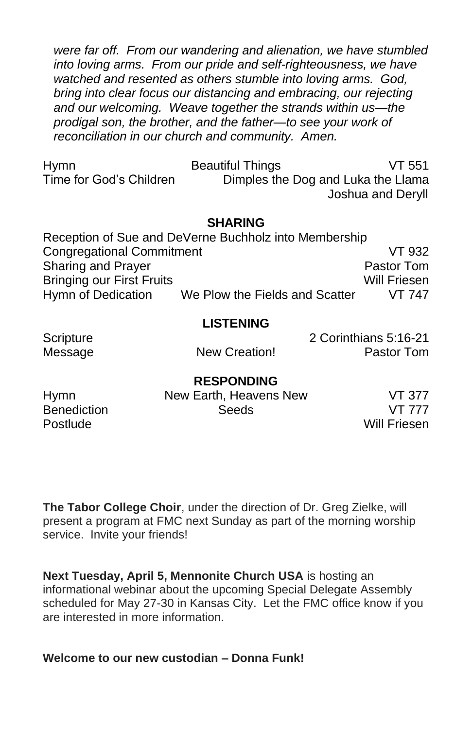*were far off. From our wandering and alienation, we have stumbled into loving arms. From our pride and self-righteousness, we have watched and resented as others stumble into loving arms. God, bring into clear focus our distancing and embracing, our rejecting and our welcoming. Weave together the strands within us—the prodigal son, the brother, and the father—to see your work of reconciliation in our church and community. Amen.*

| | | |
|---|---|---|
| Hymn | Beautiful Things | VT 551 |
| Time for God's Children | Dimples the Dog and Luka the Llama | Joshua and Deryll |

**SHARING**

| | | |
|---|---|---|
| Reception of Sue and DeVerne Buchholz into Membership | | |
| Congregational Commitment | | VT 932 |
| Sharing and Prayer | | Pastor Tom |
| Bringing our First Fruits | | Will Friesen |
| Hymn of Dedication | We Plow the Fields and Scatter | VT 747 |

**LISTENING**

| | | |
|---|---|---|
| Scripture | | 2 Corinthians 5:16-21 |
| Message | New Creation! | Pastor Tom |

**RESPONDING**

| | | |
|---|---|---|
| Hymn | New Earth, Heavens New | VT 377 |
| Benediction | Seeds | VT 777 |
| Postlude | | Will Friesen |

**The Tabor College Choir**, under the direction of Dr. Greg Zielke, will present a program at FMC next Sunday as part of the morning worship service. Invite your friends!

**Next Tuesday, April 5, Mennonite Church USA** is hosting an informational webinar about the upcoming Special Delegate Assembly scheduled for May 27-30 in Kansas City. Let the FMC office know if you are interested in more information.

**Welcome to our new custodian – Donna Funk!**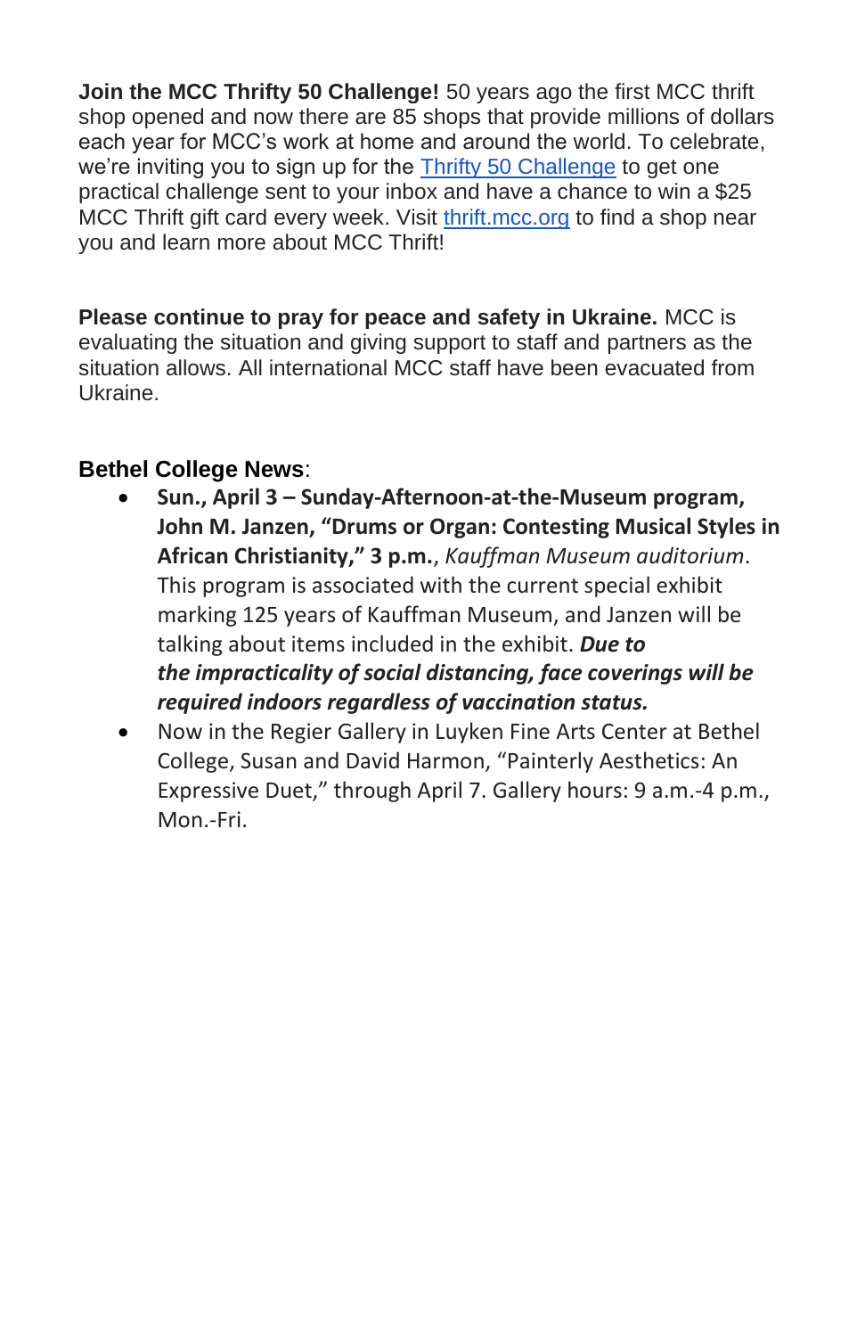**Join the MCC Thrifty 50 Challenge!** 50 years ago the first MCC thrift shop opened and now there are 85 shops that provide millions of dollars each year for MCC's work at home and around the world. To celebrate, we're inviting you to sign up for the Thrifty 50 Challenge to get one practical challenge sent to your inbox and have a chance to win a $25 MCC Thrift gift card every week. Visit thrift.mcc.org to find a shop near you and learn more about MCC Thrift!

**Please continue to pray for peace and safety in Ukraine.** MCC is evaluating the situation and giving support to staff and partners as the situation allows. All international MCC staff have been evacuated from Ukraine.

**Bethel College News**:

- **Sun., April 3 – Sunday-Afternoon-at-the-Museum program, John M. Janzen, "Drums or Organ: Contesting Musical Styles in African Christianity," 3 p.m.**, *Kauffman Museum auditorium*. This program is associated with the current special exhibit marking 125 years of Kauffman Museum, and Janzen will be talking about items included in the exhibit. ***Due to the impracticality of social distancing, face coverings will be required indoors regardless of vaccination status.***
- Now in the Regier Gallery in Luyken Fine Arts Center at Bethel College, Susan and David Harmon, "Painterly Aesthetics: An Expressive Duet," through April 7. Gallery hours: 9 a.m.-4 p.m., Mon.-Fri.